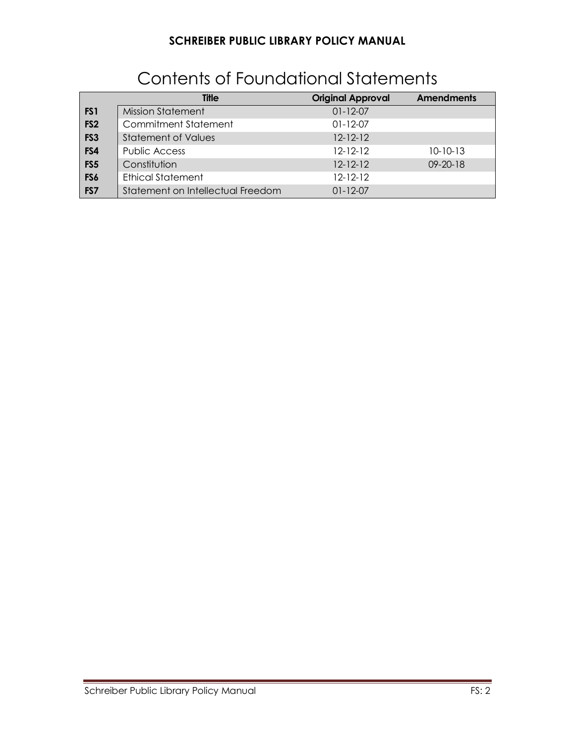# Contents of Foundational Statements

| | Title | Original Approval | Amendments |
|---|---|---|---|
| **FS1** | Mission Statement | 01-12-07 | |
| **FS2** | Commitment Statement | 01-12-07 | |
| **FS3** | Statement of Values | 12-12-12 | |
| **FS4** | Public Access | 12-12-12 | 10-10-13 |
| **FS5** | Constitution | 12-12-12 | 09-20-18 |
| **FS6** | Ethical Statement | 12-12-12 | |
| **FS7** | Statement on Intellectual Freedom | 01-12-07 | |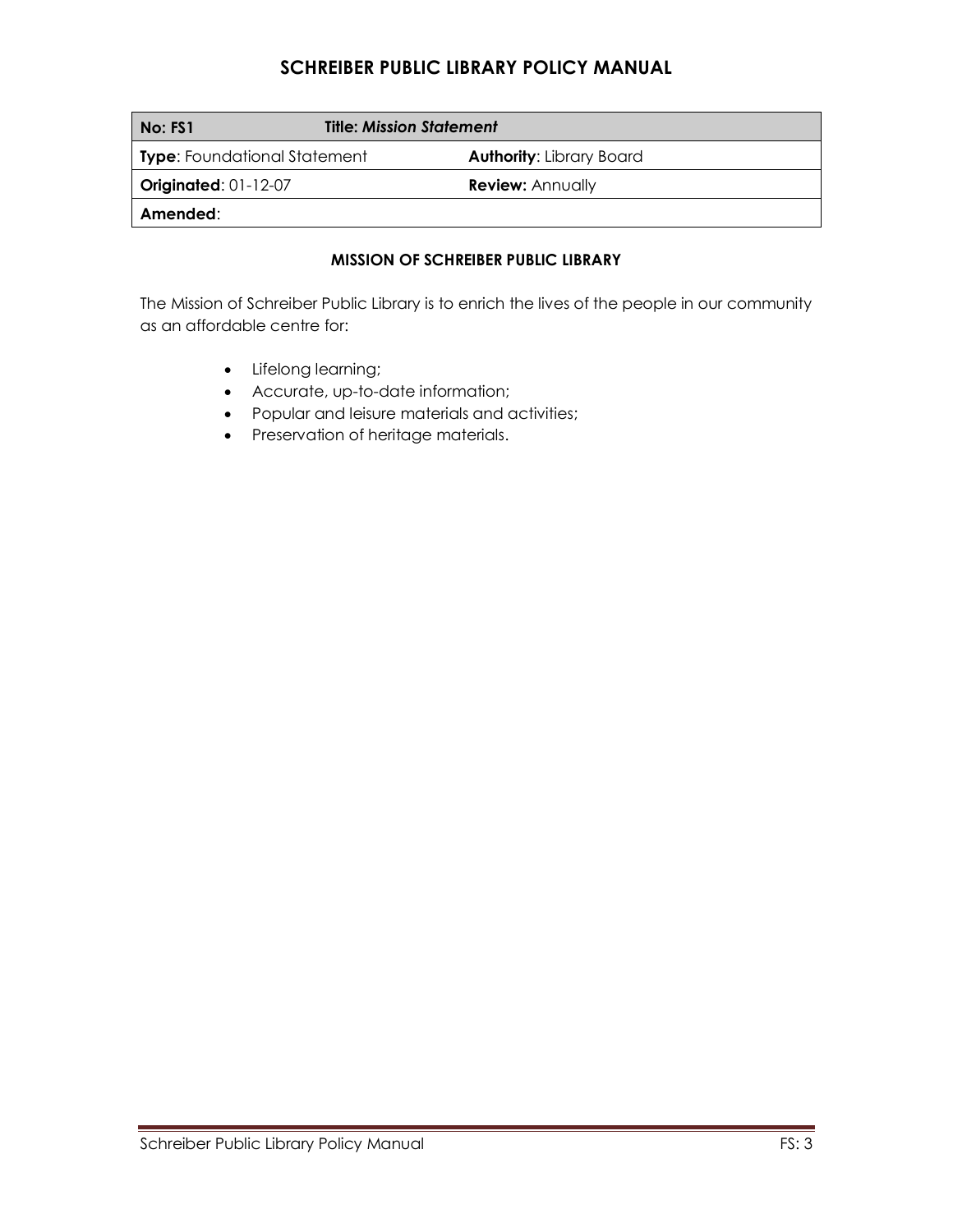| No: FS1 | Title: *Mission Statement* |
|---|---|
| **Type**: Foundational Statement | **Authority**: Library Board |
| **Originated**: 01-12-07 | **Review:** Annually |
| **Amended**: | |

### MISSION OF SCHREIBER PUBLIC LIBRARY

The Mission of Schreiber Public Library is to enrich the lives of the people in our community as an affordable centre for:

- Lifelong learning;
- Accurate, up-to-date information;
- Popular and leisure materials and activities;
- Preservation of heritage materials.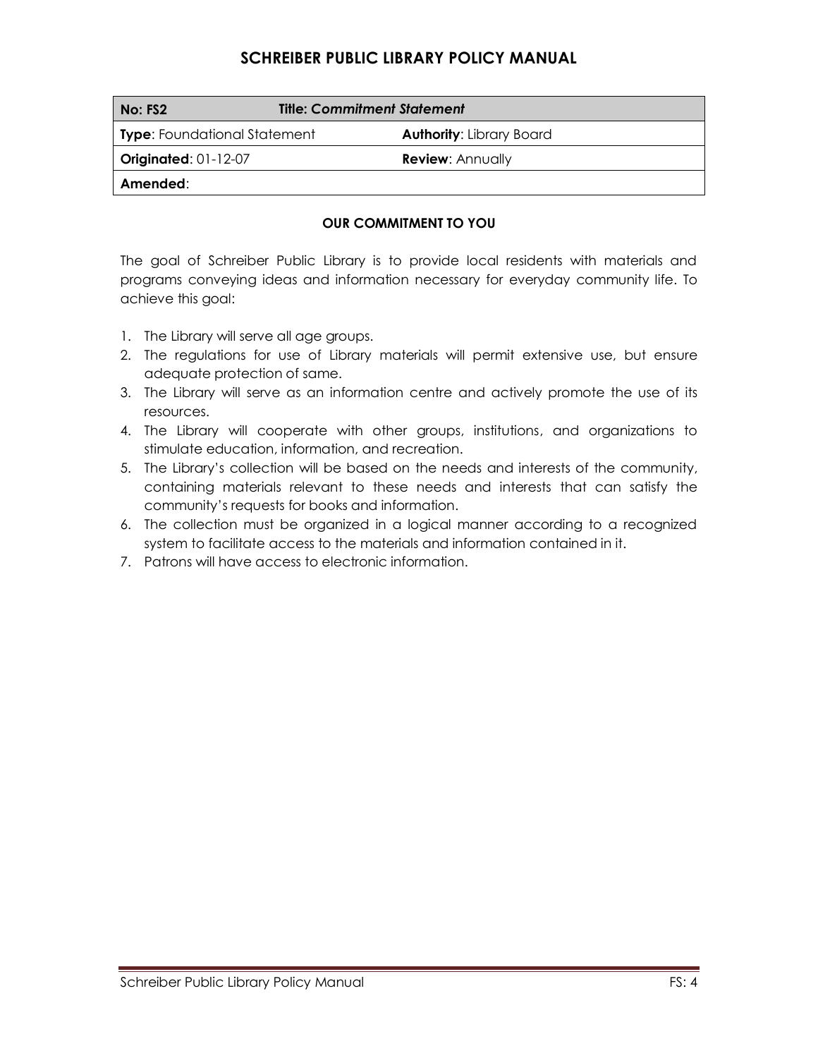| No: FS2 | Title: *Commitment Statement* |
| --- | --- |
| **Type**: Foundational Statement | **Authority**: Library Board |
| **Originated**: 01-12-07 | **Review**: Annually |
| **Amended**: | |

### OUR COMMITMENT TO YOU

The goal of Schreiber Public Library is to provide local residents with materials and programs conveying ideas and information necessary for everyday community life. To achieve this goal:

1. The Library will serve all age groups.
2. The regulations for use of Library materials will permit extensive use, but ensure adequate protection of same.
3. The Library will serve as an information centre and actively promote the use of its resources.
4. The Library will cooperate with other groups, institutions, and organizations to stimulate education, information, and recreation.
5. The Library's collection will be based on the needs and interests of the community, containing materials relevant to these needs and interests that can satisfy the community's requests for books and information.
6. The collection must be organized in a logical manner according to a recognized system to facilitate access to the materials and information contained in it.
7. Patrons will have access to electronic information.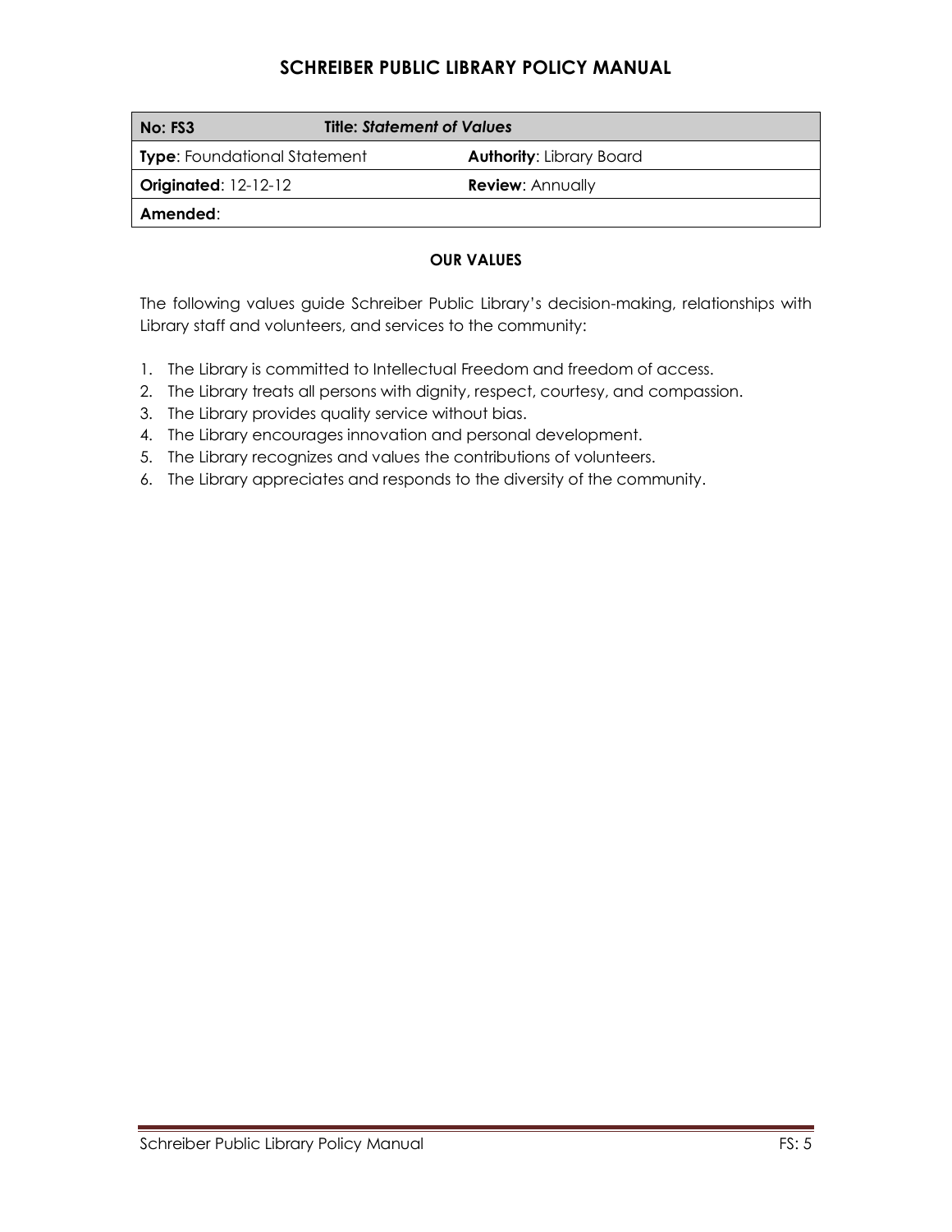# SCHREIBER PUBLIC LIBRARY POLICY MANUAL

| **No: FS3** | **Title: *Statement of Values*** |
| --- | --- |
| **Type**: Foundational Statement | **Authority**: Library Board |
| **Originated**: 12-12-12 | **Review**: Annually |
| **Amended**: | |

**OUR VALUES**

The following values guide Schreiber Public Library's decision-making, relationships with Library staff and volunteers, and services to the community:

1. The Library is committed to Intellectual Freedom and freedom of access.
2. The Library treats all persons with dignity, respect, courtesy, and compassion.
3. The Library provides quality service without bias.
4. The Library encourages innovation and personal development.
5. The Library recognizes and values the contributions of volunteers.
6. The Library appreciates and responds to the diversity of the community.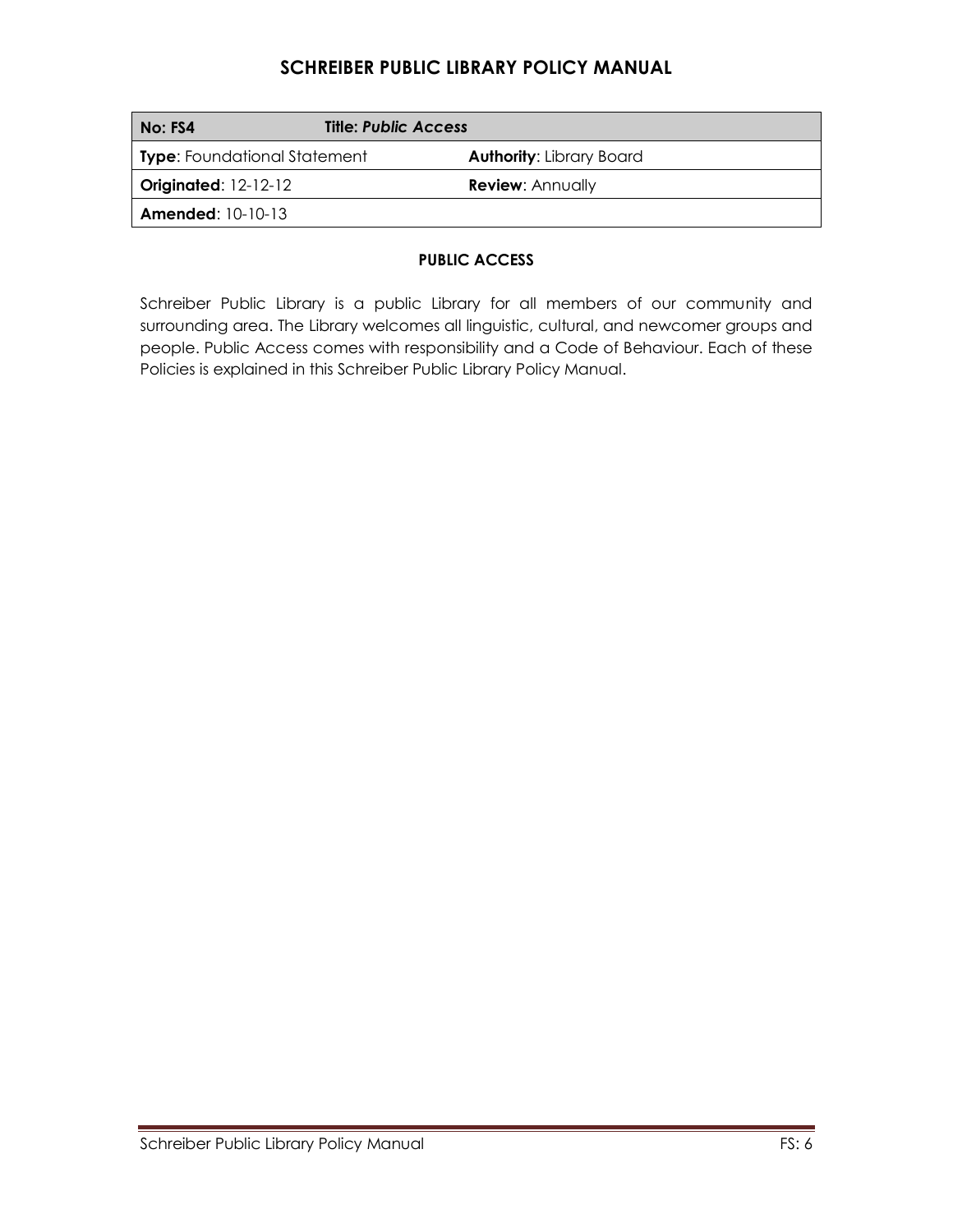| No: FS4 | Title: *Public Access* |
|---|---|
| **Type**: Foundational Statement | **Authority**: Library Board |
| **Originated**: 12-12-12 | **Review**: Annually |
| **Amended**: 10-10-13 | |

## PUBLIC ACCESS

Schreiber Public Library is a public Library for all members of our community and surrounding area. The Library welcomes all linguistic, cultural, and newcomer groups and people. Public Access comes with responsibility and a Code of Behaviour. Each of these Policies is explained in this Schreiber Public Library Policy Manual.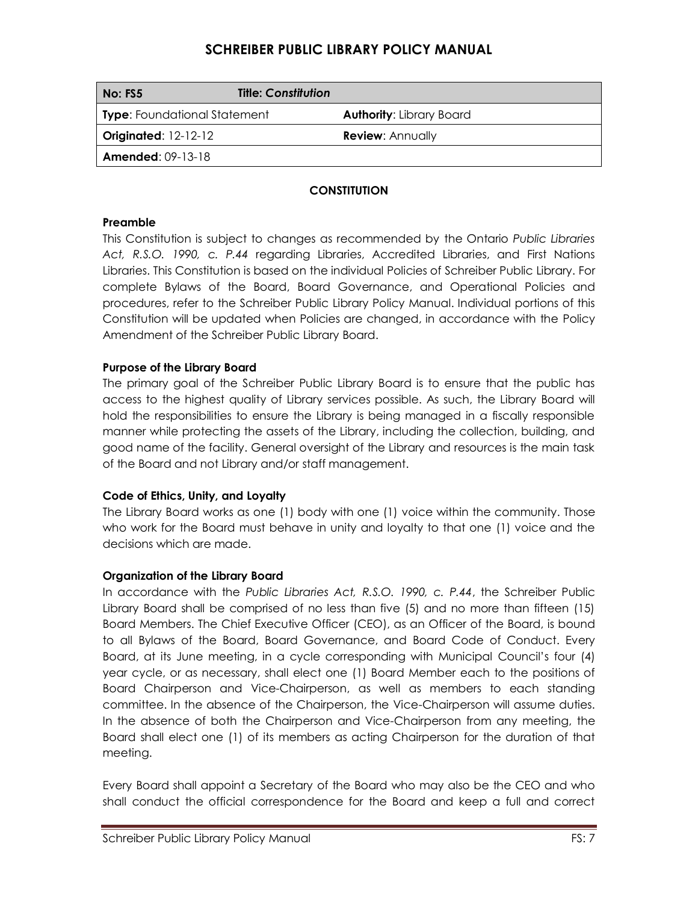| No: FS5 | Title: *Constitution* |
| --- | --- |
| **Type**: Foundational Statement | **Authority**: Library Board |
| **Originated**: 12-12-12 | **Review**: Annually |
| **Amended**: 09-13-18 | |

## CONSTITUTION

### Preamble

This Constitution is subject to changes as recommended by the Ontario *Public Libraries Act, R.S.O. 1990, c. P.44* regarding Libraries, Accredited Libraries, and First Nations Libraries. This Constitution is based on the individual Policies of Schreiber Public Library. For complete Bylaws of the Board, Board Governance, and Operational Policies and procedures, refer to the Schreiber Public Library Policy Manual. Individual portions of this Constitution will be updated when Policies are changed, in accordance with the Policy Amendment of the Schreiber Public Library Board.

### Purpose of the Library Board

The primary goal of the Schreiber Public Library Board is to ensure that the public has access to the highest quality of Library services possible. As such, the Library Board will hold the responsibilities to ensure the Library is being managed in a fiscally responsible manner while protecting the assets of the Library, including the collection, building, and good name of the facility. General oversight of the Library and resources is the main task of the Board and not Library and/or staff management.

### Code of Ethics, Unity, and Loyalty

The Library Board works as one (1) body with one (1) voice within the community. Those who work for the Board must behave in unity and loyalty to that one (1) voice and the decisions which are made.

### Organization of the Library Board

In accordance with the *Public Libraries Act, R.S.O. 1990, c. P.44*, the Schreiber Public Library Board shall be comprised of no less than five (5) and no more than fifteen (15) Board Members. The Chief Executive Officer (CEO), as an Officer of the Board, is bound to all Bylaws of the Board, Board Governance, and Board Code of Conduct. Every Board, at its June meeting, in a cycle corresponding with Municipal Council's four (4) year cycle, or as necessary, shall elect one (1) Board Member each to the positions of Board Chairperson and Vice-Chairperson, as well as members to each standing committee. In the absence of the Chairperson, the Vice-Chairperson will assume duties. In the absence of both the Chairperson and Vice-Chairperson from any meeting, the Board shall elect one (1) of its members as acting Chairperson for the duration of that meeting.

Every Board shall appoint a Secretary of the Board who may also be the CEO and who shall conduct the official correspondence for the Board and keep a full and correct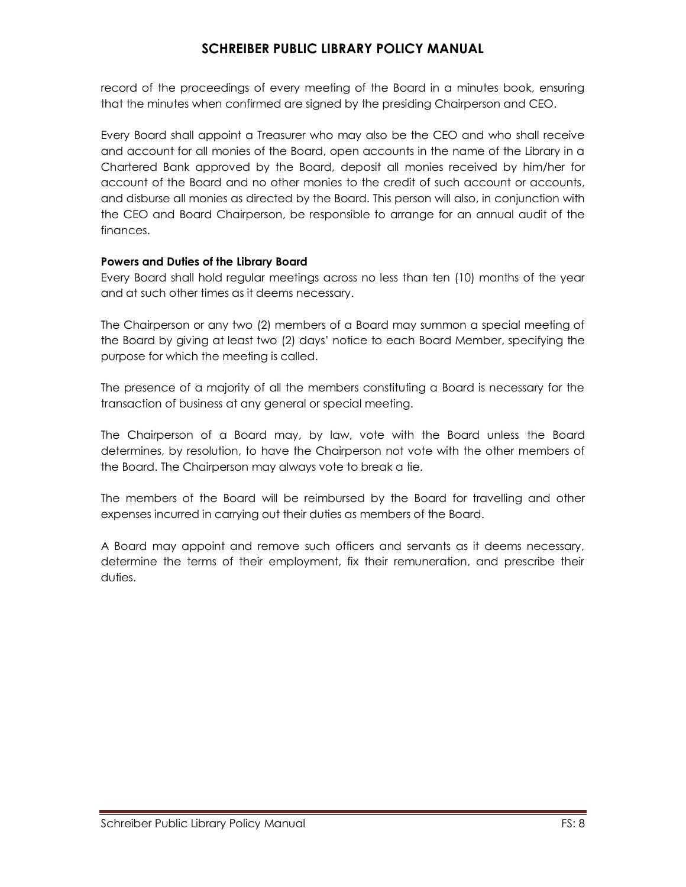record of the proceedings of every meeting of the Board in a minutes book, ensuring that the minutes when confirmed are signed by the presiding Chairperson and CEO.

Every Board shall appoint a Treasurer who may also be the CEO and who shall receive and account for all monies of the Board, open accounts in the name of the Library in a Chartered Bank approved by the Board, deposit all monies received by him/her for account of the Board and no other monies to the credit of such account or accounts, and disburse all monies as directed by the Board. This person will also, in conjunction with the CEO and Board Chairperson, be responsible to arrange for an annual audit of the finances.

**Powers and Duties of the Library Board**

Every Board shall hold regular meetings across no less than ten (10) months of the year and at such other times as it deems necessary.

The Chairperson or any two (2) members of a Board may summon a special meeting of the Board by giving at least two (2) days' notice to each Board Member, specifying the purpose for which the meeting is called.

The presence of a majority of all the members constituting a Board is necessary for the transaction of business at any general or special meeting.

The Chairperson of a Board may, by law, vote with the Board unless the Board determines, by resolution, to have the Chairperson not vote with the other members of the Board. The Chairperson may always vote to break a tie.

The members of the Board will be reimbursed by the Board for travelling and other expenses incurred in carrying out their duties as members of the Board.

A Board may appoint and remove such officers and servants as it deems necessary, determine the terms of their employment, fix their remuneration, and prescribe their duties.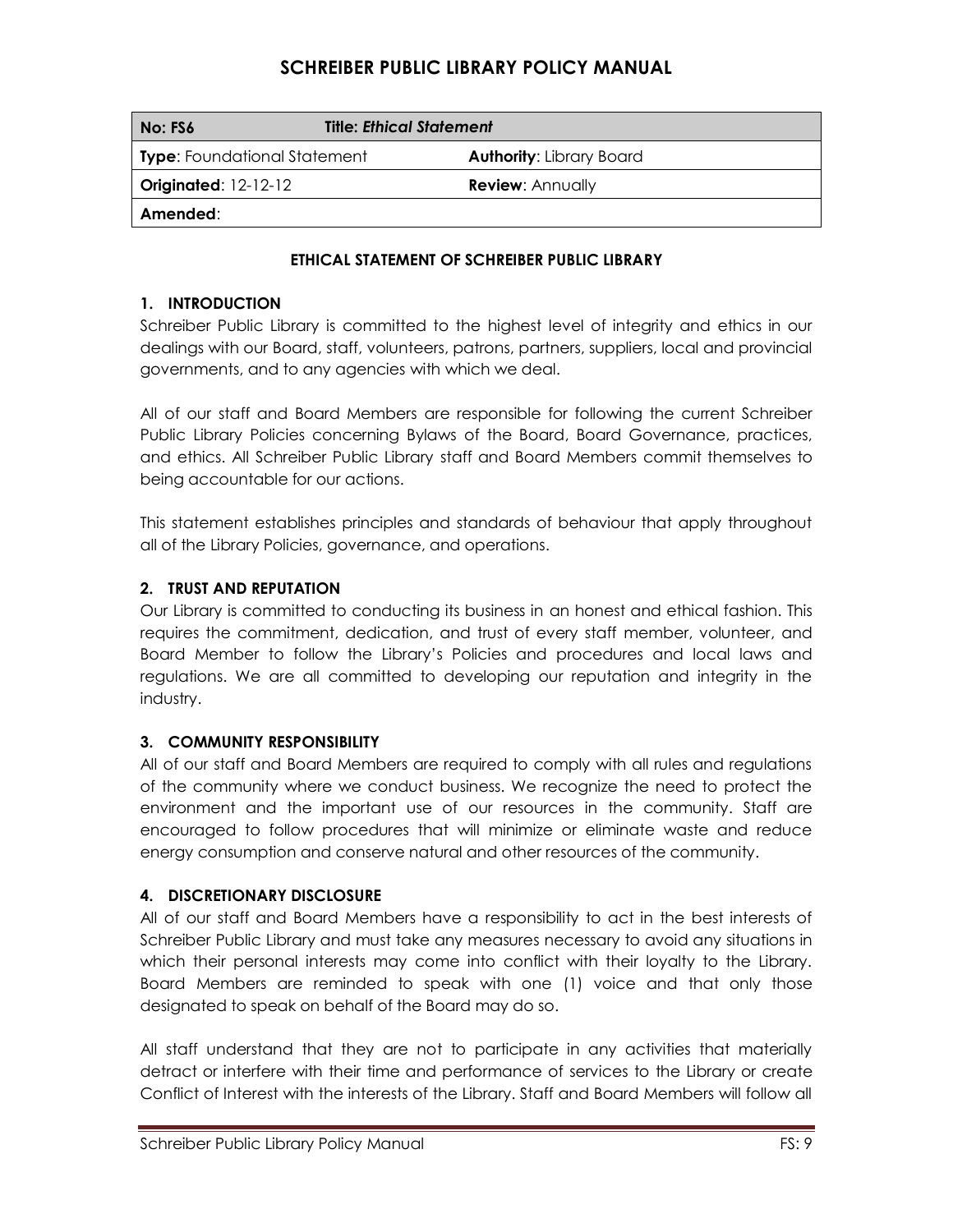# SCHREIBER PUBLIC LIBRARY POLICY MANUAL

| **No: FS6** | **Title:** ***Ethical Statement*** |
|---|---|
| **Type**: Foundational Statement | **Authority**: Library Board |
| **Originated**: 12-12-12 | **Review**: Annually |
| **Amended**: | |

**ETHICAL STATEMENT OF SCHREIBER PUBLIC LIBRARY**

## 1. INTRODUCTION

Schreiber Public Library is committed to the highest level of integrity and ethics in our dealings with our Board, staff, volunteers, patrons, partners, suppliers, local and provincial governments, and to any agencies with which we deal.

All of our staff and Board Members are responsible for following the current Schreiber Public Library Policies concerning Bylaws of the Board, Board Governance, practices, and ethics. All Schreiber Public Library staff and Board Members commit themselves to being accountable for our actions.

This statement establishes principles and standards of behaviour that apply throughout all of the Library Policies, governance, and operations.

## 2. TRUST AND REPUTATION

Our Library is committed to conducting its business in an honest and ethical fashion. This requires the commitment, dedication, and trust of every staff member, volunteer, and Board Member to follow the Library's Policies and procedures and local laws and regulations. We are all committed to developing our reputation and integrity in the industry.

## 3. COMMUNITY RESPONSIBILITY

All of our staff and Board Members are required to comply with all rules and regulations of the community where we conduct business. We recognize the need to protect the environment and the important use of our resources in the community. Staff are encouraged to follow procedures that will minimize or eliminate waste and reduce energy consumption and conserve natural and other resources of the community.

## 4. DISCRETIONARY DISCLOSURE

All of our staff and Board Members have a responsibility to act in the best interests of Schreiber Public Library and must take any measures necessary to avoid any situations in which their personal interests may come into conflict with their loyalty to the Library. Board Members are reminded to speak with one (1) voice and that only those designated to speak on behalf of the Board may do so.

All staff understand that they are not to participate in any activities that materially detract or interfere with their time and performance of services to the Library or create Conflict of Interest with the interests of the Library. Staff and Board Members will follow all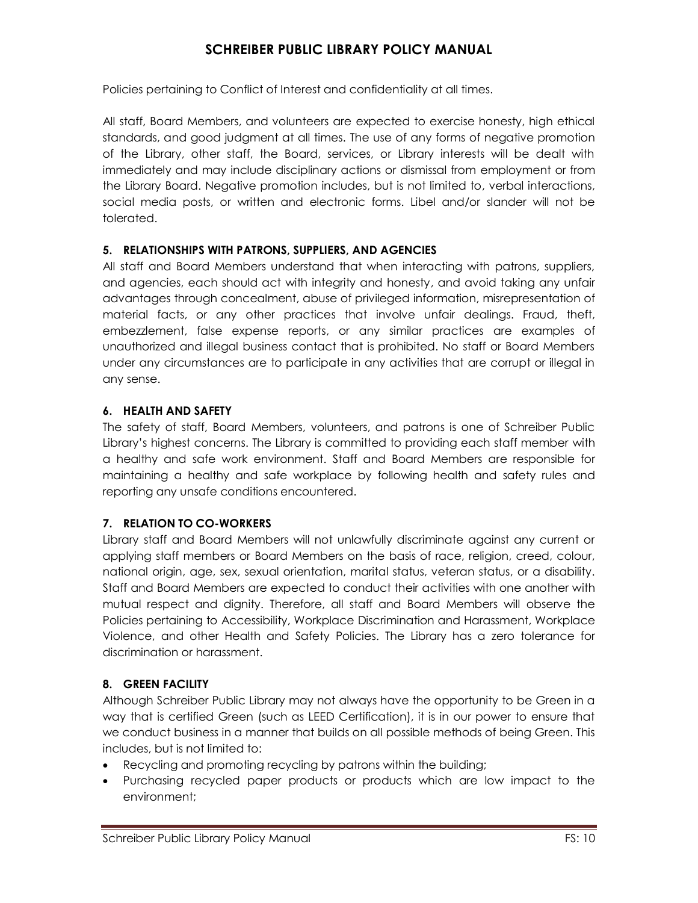Policies pertaining to Conflict of Interest and confidentiality at all times.

All staff, Board Members, and volunteers are expected to exercise honesty, high ethical standards, and good judgment at all times. The use of any forms of negative promotion of the Library, other staff, the Board, services, or Library interests will be dealt with immediately and may include disciplinary actions or dismissal from employment or from the Library Board. Negative promotion includes, but is not limited to, verbal interactions, social media posts, or written and electronic forms. Libel and/or slander will not be tolerated.

### 5. RELATIONSHIPS WITH PATRONS, SUPPLIERS, AND AGENCIES

All staff and Board Members understand that when interacting with patrons, suppliers, and agencies, each should act with integrity and honesty, and avoid taking any unfair advantages through concealment, abuse of privileged information, misrepresentation of material facts, or any other practices that involve unfair dealings. Fraud, theft, embezzlement, false expense reports, or any similar practices are examples of unauthorized and illegal business contact that is prohibited. No staff or Board Members under any circumstances are to participate in any activities that are corrupt or illegal in any sense.

### 6. HEALTH AND SAFETY

The safety of staff, Board Members, volunteers, and patrons is one of Schreiber Public Library's highest concerns. The Library is committed to providing each staff member with a healthy and safe work environment. Staff and Board Members are responsible for maintaining a healthy and safe workplace by following health and safety rules and reporting any unsafe conditions encountered.

### 7. RELATION TO CO-WORKERS

Library staff and Board Members will not unlawfully discriminate against any current or applying staff members or Board Members on the basis of race, religion, creed, colour, national origin, age, sex, sexual orientation, marital status, veteran status, or a disability. Staff and Board Members are expected to conduct their activities with one another with mutual respect and dignity. Therefore, all staff and Board Members will observe the Policies pertaining to Accessibility, Workplace Discrimination and Harassment, Workplace Violence, and other Health and Safety Policies. The Library has a zero tolerance for discrimination or harassment.

### 8. GREEN FACILITY

Although Schreiber Public Library may not always have the opportunity to be Green in a way that is certified Green (such as LEED Certification), it is in our power to ensure that we conduct business in a manner that builds on all possible methods of being Green. This includes, but is not limited to:

- Recycling and promoting recycling by patrons within the building;
- Purchasing recycled paper products or products which are low impact to the environment;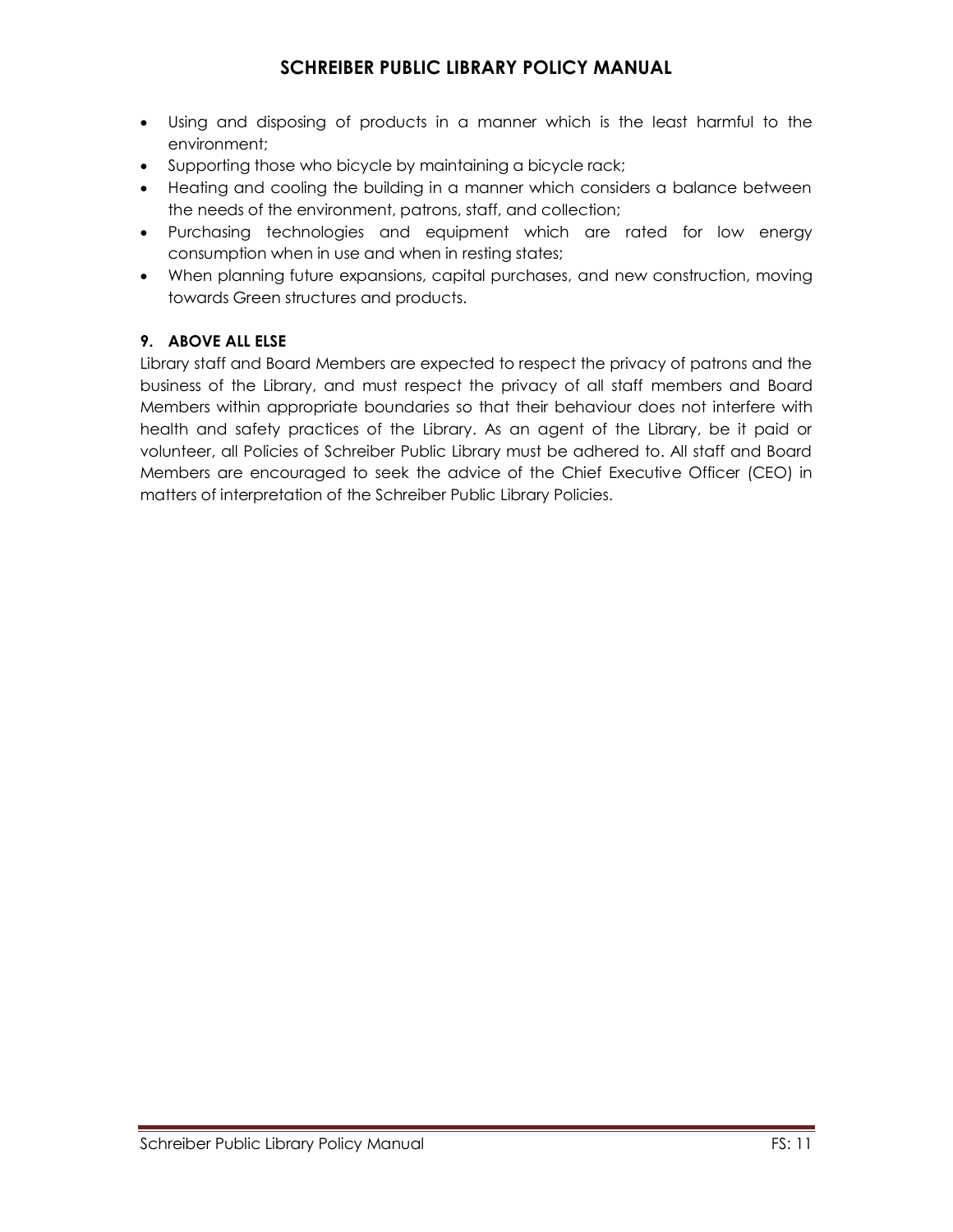- Using and disposing of products in a manner which is the least harmful to the environment;
- Supporting those who bicycle by maintaining a bicycle rack;
- Heating and cooling the building in a manner which considers a balance between the needs of the environment, patrons, staff, and collection;
- Purchasing technologies and equipment which are rated for low energy consumption when in use and when in resting states;
- When planning future expansions, capital purchases, and new construction, moving towards Green structures and products.

**9. ABOVE ALL ELSE**

Library staff and Board Members are expected to respect the privacy of patrons and the business of the Library, and must respect the privacy of all staff members and Board Members within appropriate boundaries so that their behaviour does not interfere with health and safety practices of the Library. As an agent of the Library, be it paid or volunteer, all Policies of Schreiber Public Library must be adhered to. All staff and Board Members are encouraged to seek the advice of the Chief Executive Officer (CEO) in matters of interpretation of the Schreiber Public Library Policies.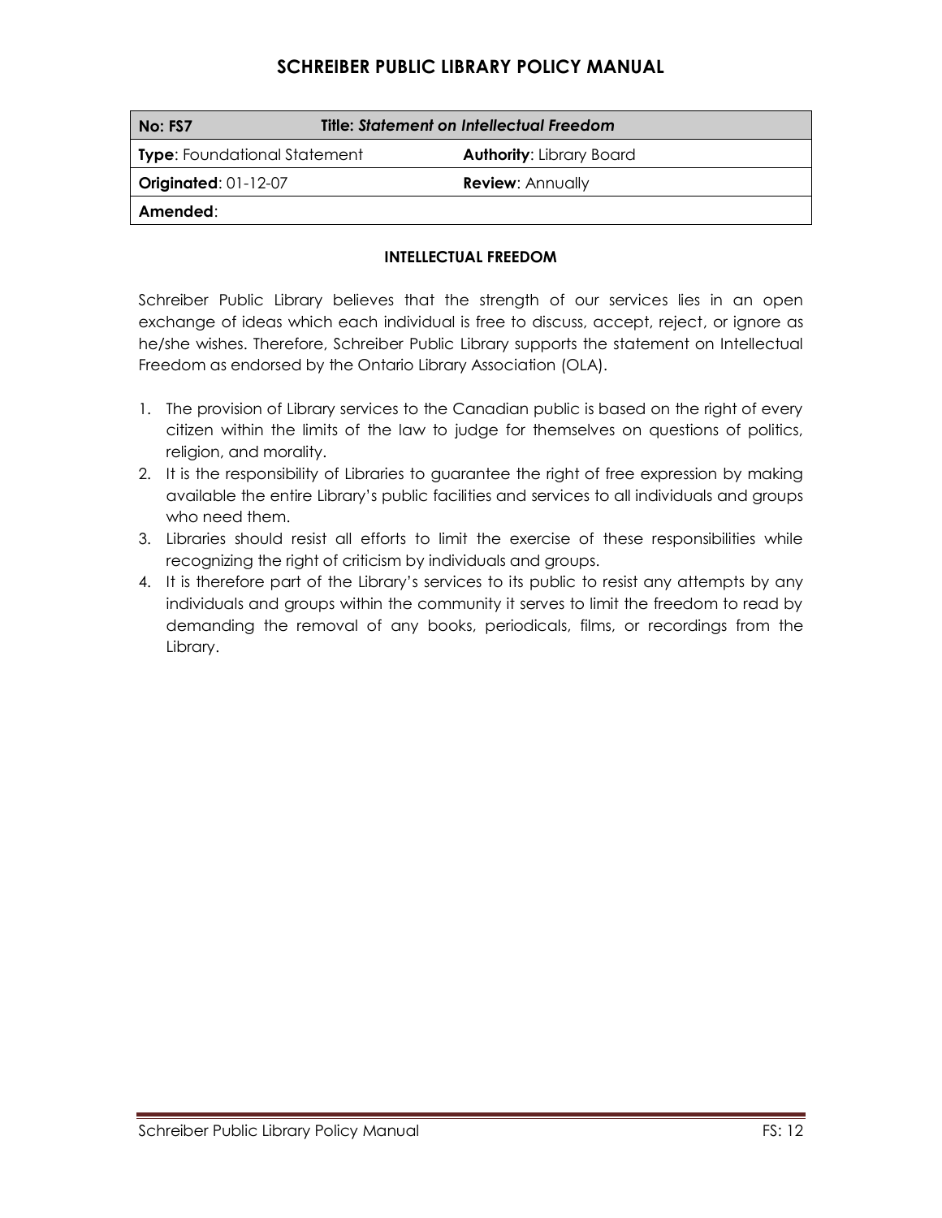| No: FS7 | Title: *Statement on Intellectual Freedom* |
| --- | --- |
| **Type**: Foundational Statement | **Authority**: Library Board |
| **Originated**: 01-12-07 | **Review**: Annually |
| **Amended**: | |

### INTELLECTUAL FREEDOM

Schreiber Public Library believes that the strength of our services lies in an open exchange of ideas which each individual is free to discuss, accept, reject, or ignore as he/she wishes. Therefore, Schreiber Public Library supports the statement on Intellectual Freedom as endorsed by the Ontario Library Association (OLA).

1. The provision of Library services to the Canadian public is based on the right of every citizen within the limits of the law to judge for themselves on questions of politics, religion, and morality.
2. It is the responsibility of Libraries to guarantee the right of free expression by making available the entire Library's public facilities and services to all individuals and groups who need them.
3. Libraries should resist all efforts to limit the exercise of these responsibilities while recognizing the right of criticism by individuals and groups.
4. It is therefore part of the Library's services to its public to resist any attempts by any individuals and groups within the community it serves to limit the freedom to read by demanding the removal of any books, periodicals, films, or recordings from the Library.